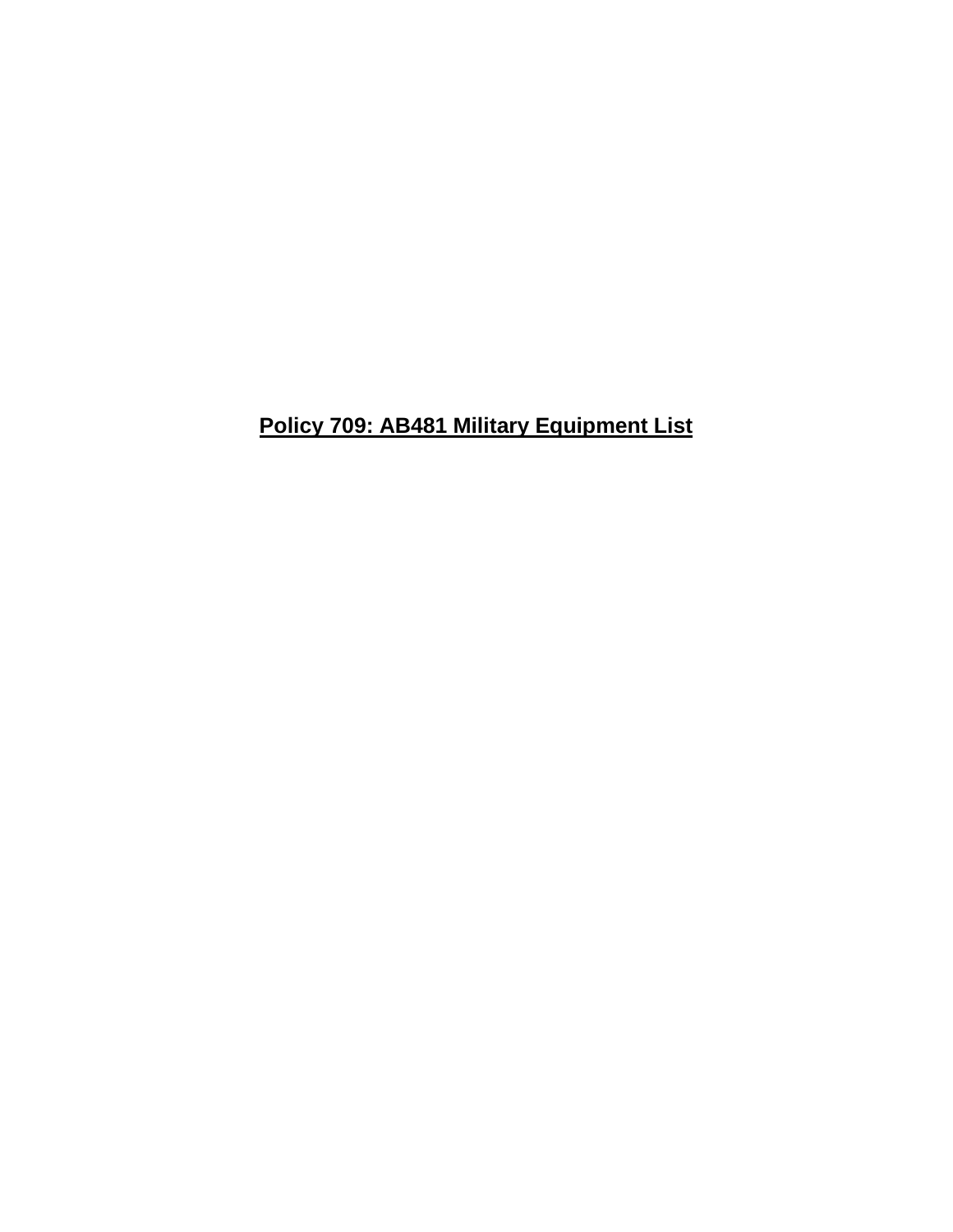# Policy 709: AB481 Military Equipment List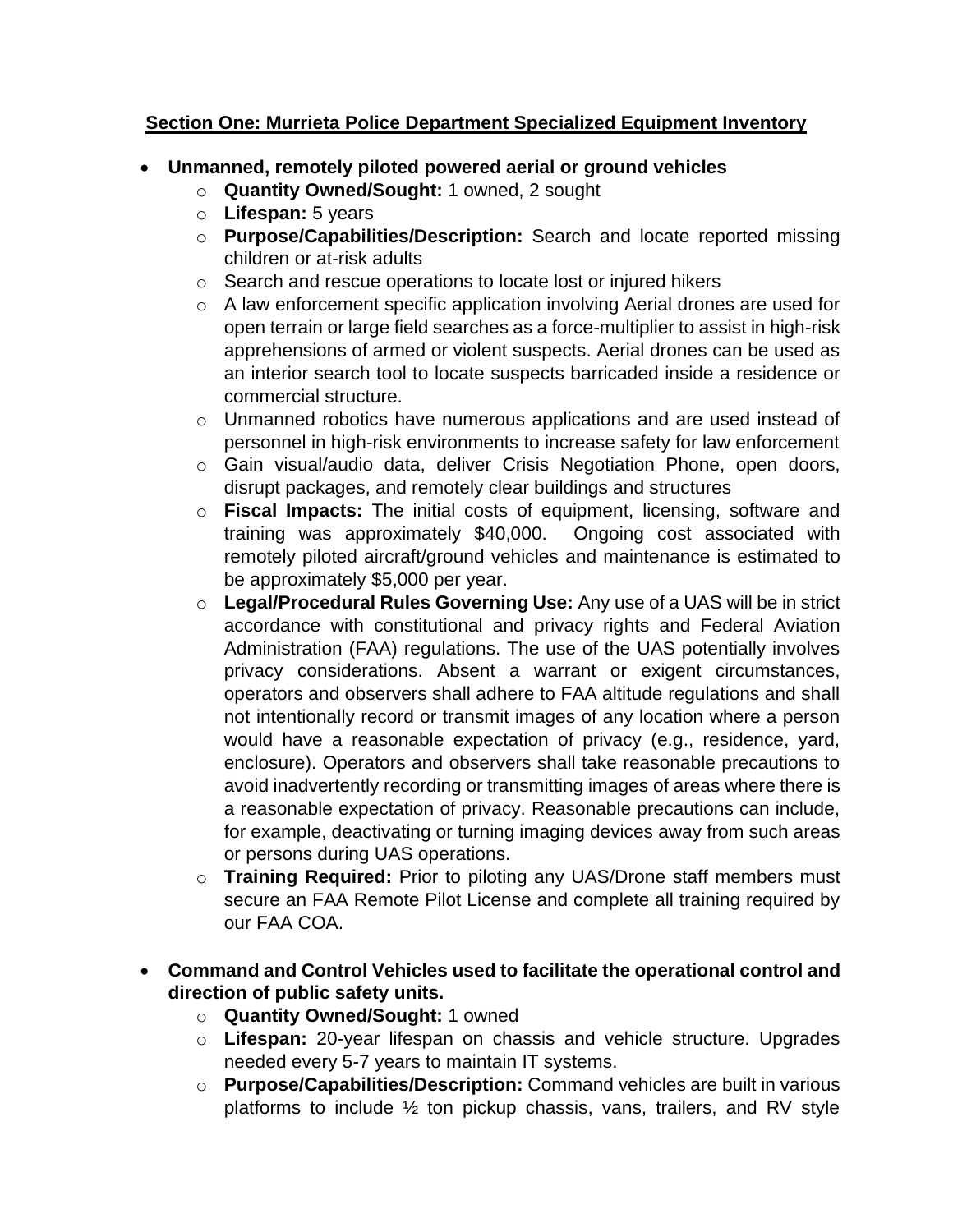**Section One: Murrieta Police Department Specialized Equipment Inventory**

- **Unmanned, remotely piloted powered aerial or ground vehicles**
  - **Quantity Owned/Sought:** 1 owned, 2 sought
  - **Lifespan:** 5 years
  - **Purpose/Capabilities/Description:** Search and locate reported missing children or at-risk adults
  - Search and rescue operations to locate lost or injured hikers
  - A law enforcement specific application involving Aerial drones are used for open terrain or large field searches as a force-multiplier to assist in high-risk apprehensions of armed or violent suspects. Aerial drones can be used as an interior search tool to locate suspects barricaded inside a residence or commercial structure.
  - Unmanned robotics have numerous applications and are used instead of personnel in high-risk environments to increase safety for law enforcement
  - Gain visual/audio data, deliver Crisis Negotiation Phone, open doors, disrupt packages, and remotely clear buildings and structures
  - **Fiscal Impacts:** The initial costs of equipment, licensing, software and training was approximately $40,000. Ongoing cost associated with remotely piloted aircraft/ground vehicles and maintenance is estimated to be approximately $5,000 per year.
  - **Legal/Procedural Rules Governing Use:** Any use of a UAS will be in strict accordance with constitutional and privacy rights and Federal Aviation Administration (FAA) regulations. The use of the UAS potentially involves privacy considerations. Absent a warrant or exigent circumstances, operators and observers shall adhere to FAA altitude regulations and shall not intentionally record or transmit images of any location where a person would have a reasonable expectation of privacy (e.g., residence, yard, enclosure). Operators and observers shall take reasonable precautions to avoid inadvertently recording or transmitting images of areas where there is a reasonable expectation of privacy. Reasonable precautions can include, for example, deactivating or turning imaging devices away from such areas or persons during UAS operations.
  - **Training Required:** Prior to piloting any UAS/Drone staff members must secure an FAA Remote Pilot License and complete all training required by our FAA COA.

- **Command and Control Vehicles used to facilitate the operational control and direction of public safety units.**
  - **Quantity Owned/Sought:** 1 owned
  - **Lifespan:** 20-year lifespan on chassis and vehicle structure. Upgrades needed every 5-7 years to maintain IT systems.
  - **Purpose/Capabilities/Description:** Command vehicles are built in various platforms to include ½ ton pickup chassis, vans, trailers, and RV style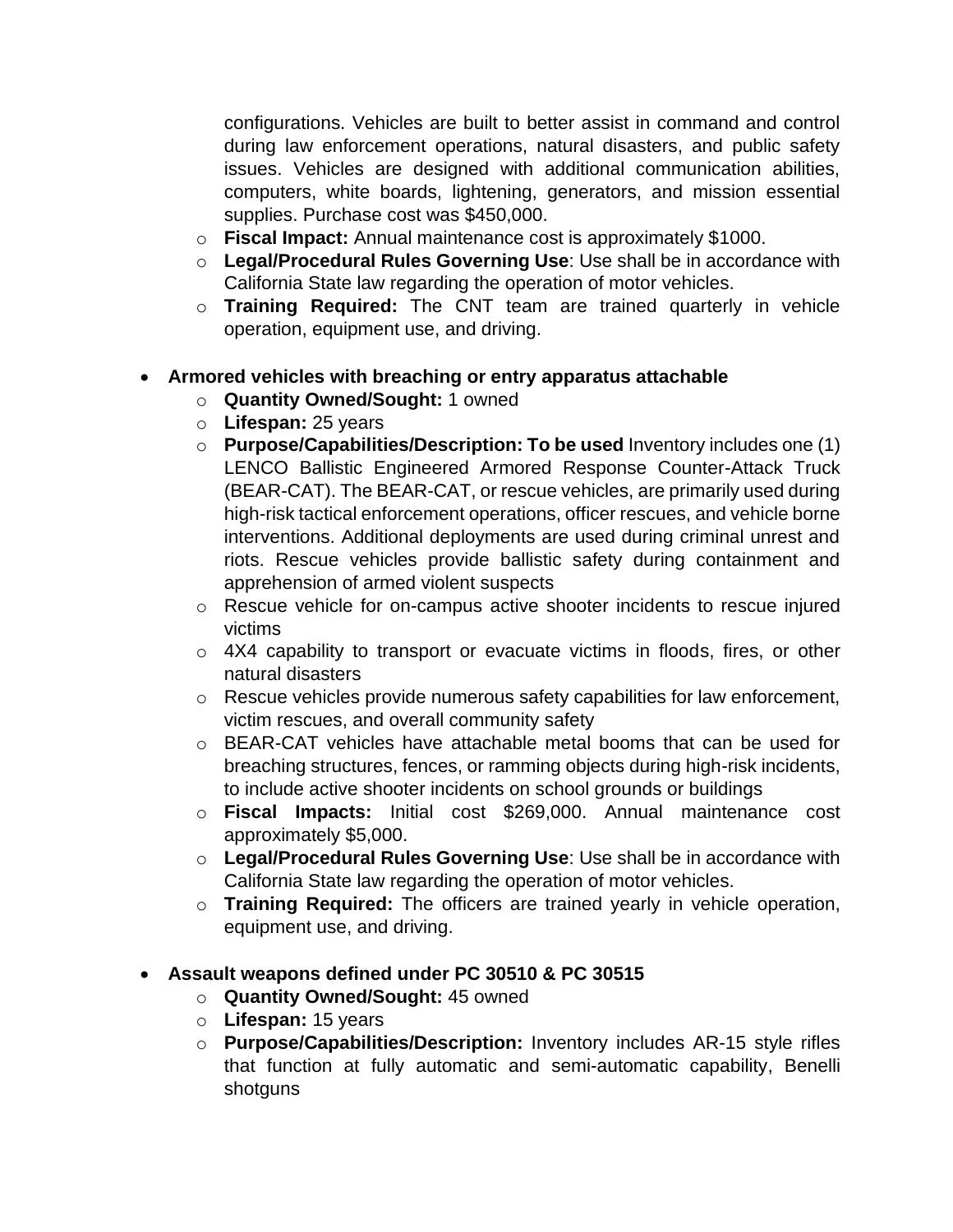configurations. Vehicles are built to better assist in command and control during law enforcement operations, natural disasters, and public safety issues. Vehicles are designed with additional communication abilities, computers, white boards, lightening, generators, and mission essential supplies. Purchase cost was $450,000.
  - **Fiscal Impact:** Annual maintenance cost is approximately $1000.
  - **Legal/Procedural Rules Governing Use**: Use shall be in accordance with California State law regarding the operation of motor vehicles.
  - **Training Required:** The CNT team are trained quarterly in vehicle operation, equipment use, and driving.

- **Armored vehicles with breaching or entry apparatus attachable**
  - **Quantity Owned/Sought:** 1 owned
  - **Lifespan:** 25 years
  - **Purpose/Capabilities/Description: To be used** Inventory includes one (1) LENCO Ballistic Engineered Armored Response Counter-Attack Truck (BEAR-CAT). The BEAR-CAT, or rescue vehicles, are primarily used during high-risk tactical enforcement operations, officer rescues, and vehicle borne interventions. Additional deployments are used during criminal unrest and riots. Rescue vehicles provide ballistic safety during containment and apprehension of armed violent suspects
  - Rescue vehicle for on-campus active shooter incidents to rescue injured victims
  - 4X4 capability to transport or evacuate victims in floods, fires, or other natural disasters
  - Rescue vehicles provide numerous safety capabilities for law enforcement, victim rescues, and overall community safety
  - BEAR-CAT vehicles have attachable metal booms that can be used for breaching structures, fences, or ramming objects during high-risk incidents, to include active shooter incidents on school grounds or buildings
  - **Fiscal Impacts:** Initial cost $269,000. Annual maintenance cost approximately $5,000.
  - **Legal/Procedural Rules Governing Use**: Use shall be in accordance with California State law regarding the operation of motor vehicles.
  - **Training Required:** The officers are trained yearly in vehicle operation, equipment use, and driving.

- **Assault weapons defined under PC 30510 & PC 30515**
  - **Quantity Owned/Sought:** 45 owned
  - **Lifespan:** 15 years
  - **Purpose/Capabilities/Description:** Inventory includes AR-15 style rifles that function at fully automatic and semi-automatic capability, Benelli shotguns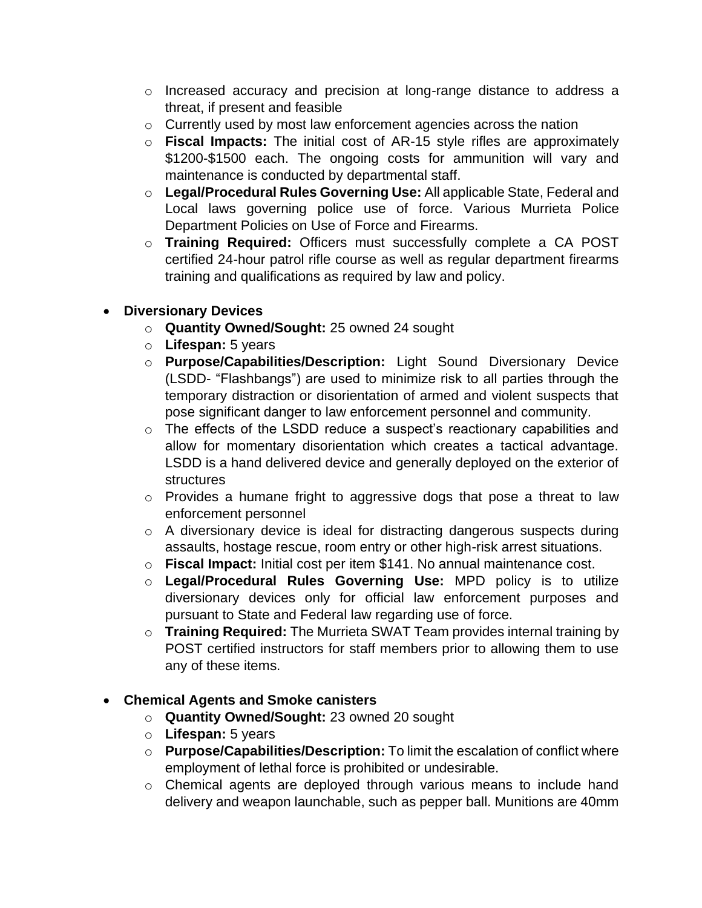- Increased accuracy and precision at long-range distance to address a threat, if present and feasible
  - Currently used by most law enforcement agencies across the nation
  - **Fiscal Impacts:** The initial cost of AR-15 style rifles are approximately $1200-$1500 each. The ongoing costs for ammunition will vary and maintenance is conducted by departmental staff.
  - **Legal/Procedural Rules Governing Use:** All applicable State, Federal and Local laws governing police use of force. Various Murrieta Police Department Policies on Use of Force and Firearms.
  - **Training Required:** Officers must successfully complete a CA POST certified 24-hour patrol rifle course as well as regular department firearms training and qualifications as required by law and policy.

- **Diversionary Devices**
  - **Quantity Owned/Sought:** 25 owned 24 sought
  - **Lifespan:** 5 years
  - **Purpose/Capabilities/Description:** Light Sound Diversionary Device (LSDD- "Flashbangs") are used to minimize risk to all parties through the temporary distraction or disorientation of armed and violent suspects that pose significant danger to law enforcement personnel and community.
  - The effects of the LSDD reduce a suspect's reactionary capabilities and allow for momentary disorientation which creates a tactical advantage. LSDD is a hand delivered device and generally deployed on the exterior of structures
  - Provides a humane fright to aggressive dogs that pose a threat to law enforcement personnel
  - A diversionary device is ideal for distracting dangerous suspects during assaults, hostage rescue, room entry or other high-risk arrest situations.
  - **Fiscal Impact:** Initial cost per item $141. No annual maintenance cost.
  - **Legal/Procedural Rules Governing Use:** MPD policy is to utilize diversionary devices only for official law enforcement purposes and pursuant to State and Federal law regarding use of force.
  - **Training Required:** The Murrieta SWAT Team provides internal training by POST certified instructors for staff members prior to allowing them to use any of these items.

- **Chemical Agents and Smoke canisters**
  - **Quantity Owned/Sought:** 23 owned 20 sought
  - **Lifespan:** 5 years
  - **Purpose/Capabilities/Description:** To limit the escalation of conflict where employment of lethal force is prohibited or undesirable.
  - Chemical agents are deployed through various means to include hand delivery and weapon launchable, such as pepper ball. Munitions are 40mm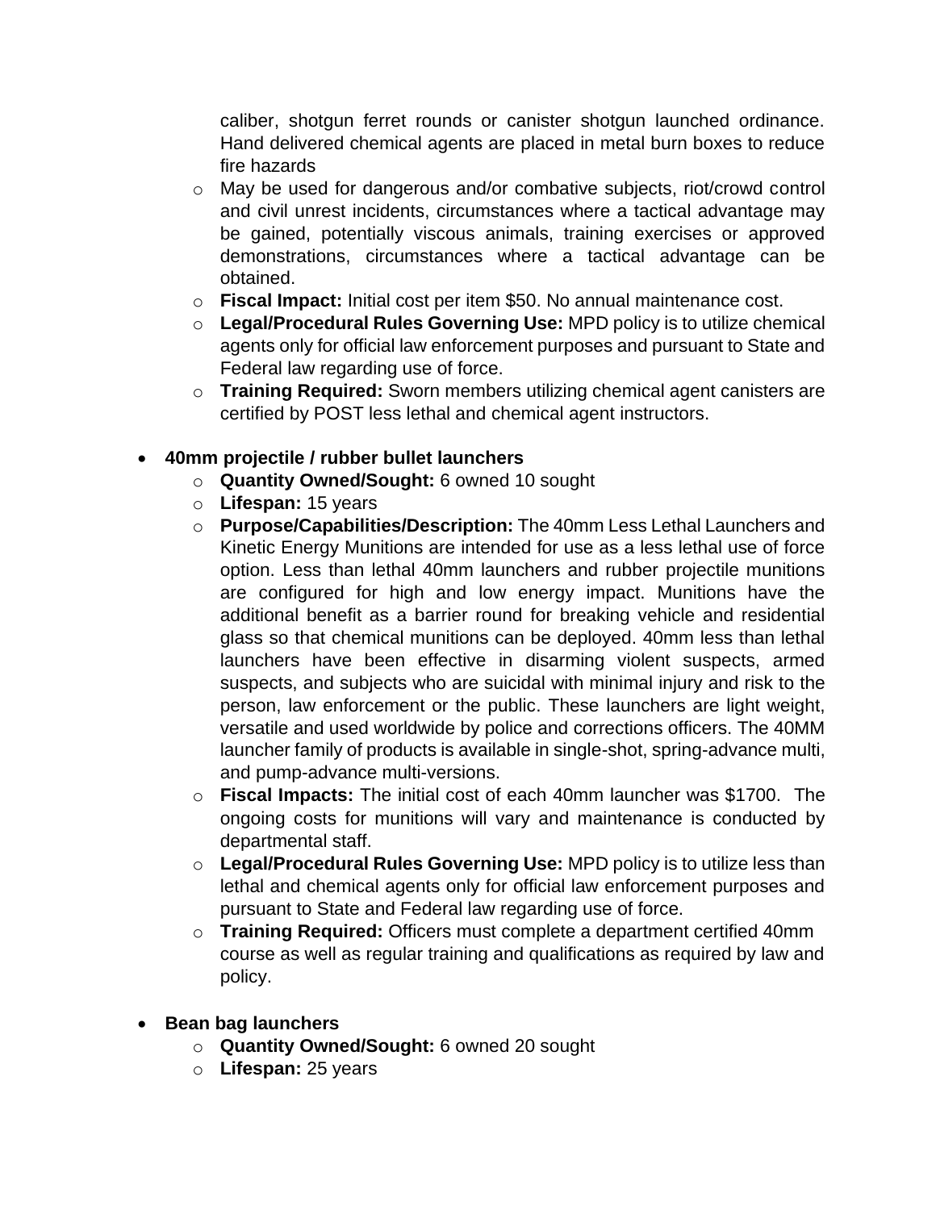caliber, shotgun ferret rounds or canister shotgun launched ordinance. Hand delivered chemical agents are placed in metal burn boxes to reduce fire hazards
  - May be used for dangerous and/or combative subjects, riot/crowd control and civil unrest incidents, circumstances where a tactical advantage may be gained, potentially viscous animals, training exercises or approved demonstrations, circumstances where a tactical advantage can be obtained.
  - **Fiscal Impact:** Initial cost per item $50. No annual maintenance cost.
  - **Legal/Procedural Rules Governing Use:** MPD policy is to utilize chemical agents only for official law enforcement purposes and pursuant to State and Federal law regarding use of force.
  - **Training Required:** Sworn members utilizing chemical agent canisters are certified by POST less lethal and chemical agent instructors.

- **40mm projectile / rubber bullet launchers**
  - **Quantity Owned/Sought:** 6 owned 10 sought
  - **Lifespan:** 15 years
  - **Purpose/Capabilities/Description:** The 40mm Less Lethal Launchers and Kinetic Energy Munitions are intended for use as a less lethal use of force option. Less than lethal 40mm launchers and rubber projectile munitions are configured for high and low energy impact. Munitions have the additional benefit as a barrier round for breaking vehicle and residential glass so that chemical munitions can be deployed. 40mm less than lethal launchers have been effective in disarming violent suspects, armed suspects, and subjects who are suicidal with minimal injury and risk to the person, law enforcement or the public. These launchers are light weight, versatile and used worldwide by police and corrections officers. The 40MM launcher family of products is available in single-shot, spring-advance multi, and pump-advance multi-versions.
  - **Fiscal Impacts:** The initial cost of each 40mm launcher was $1700. The ongoing costs for munitions will vary and maintenance is conducted by departmental staff.
  - **Legal/Procedural Rules Governing Use:** MPD policy is to utilize less than lethal and chemical agents only for official law enforcement purposes and pursuant to State and Federal law regarding use of force.
  - **Training Required:** Officers must complete a department certified 40mm course as well as regular training and qualifications as required by law and policy.

- **Bean bag launchers**
  - **Quantity Owned/Sought:** 6 owned 20 sought
  - **Lifespan:** 25 years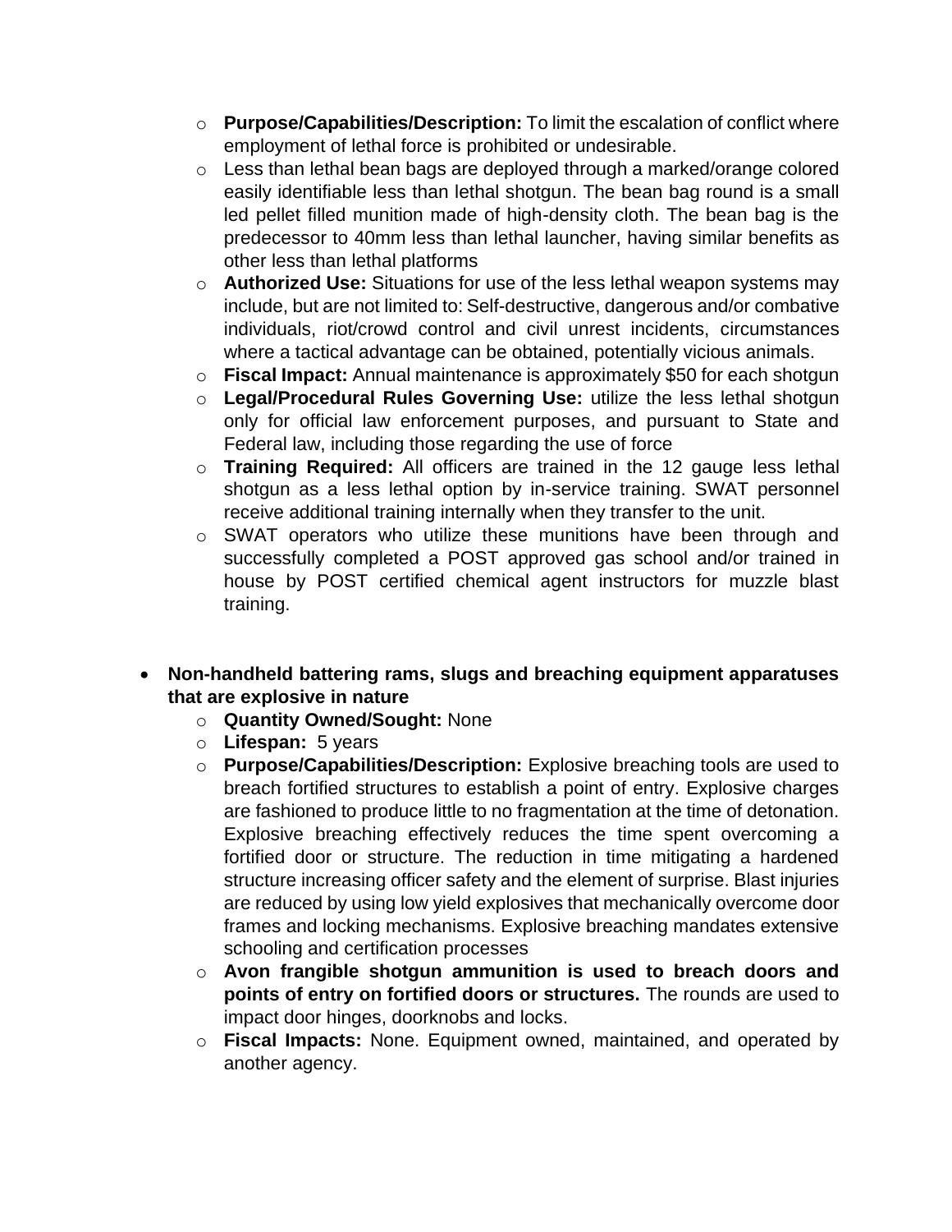- **Purpose/Capabilities/Description:** To limit the escalation of conflict where employment of lethal force is prohibited or undesirable.
- Less than lethal bean bags are deployed through a marked/orange colored easily identifiable less than lethal shotgun. The bean bag round is a small led pellet filled munition made of high-density cloth. The bean bag is the predecessor to 40mm less than lethal launcher, having similar benefits as other less than lethal platforms
- **Authorized Use:** Situations for use of the less lethal weapon systems may include, but are not limited to: Self-destructive, dangerous and/or combative individuals, riot/crowd control and civil unrest incidents, circumstances where a tactical advantage can be obtained, potentially vicious animals.
- **Fiscal Impact:** Annual maintenance is approximately $50 for each shotgun
- **Legal/Procedural Rules Governing Use:** utilize the less lethal shotgun only for official law enforcement purposes, and pursuant to State and Federal law, including those regarding the use of force
- **Training Required:** All officers are trained in the 12 gauge less lethal shotgun as a less lethal option by in-service training. SWAT personnel receive additional training internally when they transfer to the unit.
- SWAT operators who utilize these munitions have been through and successfully completed a POST approved gas school and/or trained in house by POST certified chemical agent instructors for muzzle blast training.

- **Non-handheld battering rams, slugs and breaching equipment apparatuses that are explosive in nature**
  - **Quantity Owned/Sought:** None
  - **Lifespan:** 5 years
  - **Purpose/Capabilities/Description:** Explosive breaching tools are used to breach fortified structures to establish a point of entry. Explosive charges are fashioned to produce little to no fragmentation at the time of detonation. Explosive breaching effectively reduces the time spent overcoming a fortified door or structure. The reduction in time mitigating a hardened structure increasing officer safety and the element of surprise. Blast injuries are reduced by using low yield explosives that mechanically overcome door frames and locking mechanisms. Explosive breaching mandates extensive schooling and certification processes
  - **Avon frangible shotgun ammunition is used to breach doors and points of entry on fortified doors or structures.** The rounds are used to impact door hinges, doorknobs and locks.
  - **Fiscal Impacts:** None. Equipment owned, maintained, and operated by another agency.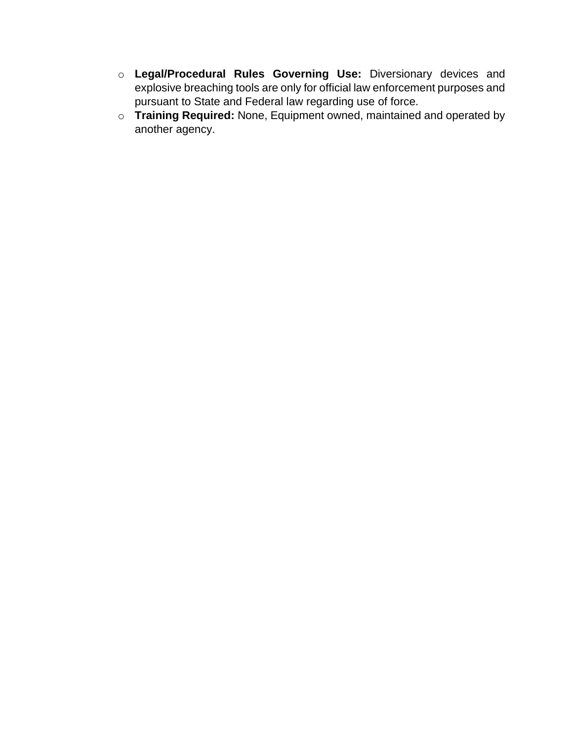- **Legal/Procedural Rules Governing Use:** Diversionary devices and explosive breaching tools are only for official law enforcement purposes and pursuant to State and Federal law regarding use of force.
- **Training Required:** None, Equipment owned, maintained and operated by another agency.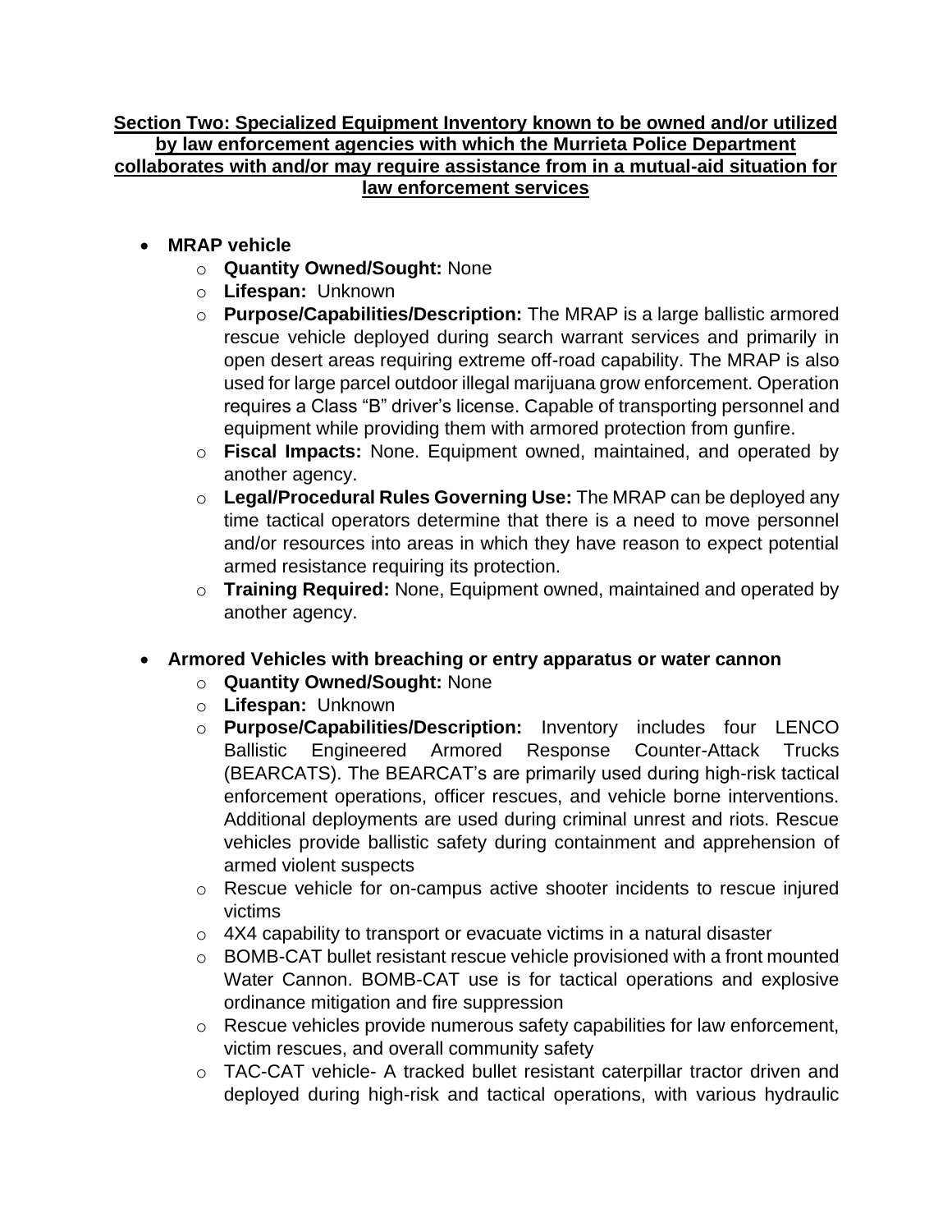**Section Two: Specialized Equipment Inventory known to be owned and/or utilized by law enforcement agencies with which the Murrieta Police Department collaborates with and/or may require assistance from in a mutual-aid situation for law enforcement services**

- **MRAP vehicle**
  - **Quantity Owned/Sought:** None
  - **Lifespan:** Unknown
  - **Purpose/Capabilities/Description:** The MRAP is a large ballistic armored rescue vehicle deployed during search warrant services and primarily in open desert areas requiring extreme off-road capability. The MRAP is also used for large parcel outdoor illegal marijuana grow enforcement. Operation requires a Class "B" driver's license. Capable of transporting personnel and equipment while providing them with armored protection from gunfire.
  - **Fiscal Impacts:** None. Equipment owned, maintained, and operated by another agency.
  - **Legal/Procedural Rules Governing Use:** The MRAP can be deployed any time tactical operators determine that there is a need to move personnel and/or resources into areas in which they have reason to expect potential armed resistance requiring its protection.
  - **Training Required:** None, Equipment owned, maintained and operated by another agency.

- **Armored Vehicles with breaching or entry apparatus or water cannon**
  - **Quantity Owned/Sought:** None
  - **Lifespan:** Unknown
  - **Purpose/Capabilities/Description:** Inventory includes four LENCO Ballistic Engineered Armored Response Counter-Attack Trucks (BEARCATS). The BEARCAT's are primarily used during high-risk tactical enforcement operations, officer rescues, and vehicle borne interventions. Additional deployments are used during criminal unrest and riots. Rescue vehicles provide ballistic safety during containment and apprehension of armed violent suspects
  - Rescue vehicle for on-campus active shooter incidents to rescue injured victims
  - 4X4 capability to transport or evacuate victims in a natural disaster
  - BOMB-CAT bullet resistant rescue vehicle provisioned with a front mounted Water Cannon. BOMB-CAT use is for tactical operations and explosive ordinance mitigation and fire suppression
  - Rescue vehicles provide numerous safety capabilities for law enforcement, victim rescues, and overall community safety
  - TAC-CAT vehicle- A tracked bullet resistant caterpillar tractor driven and deployed during high-risk and tactical operations, with various hydraulic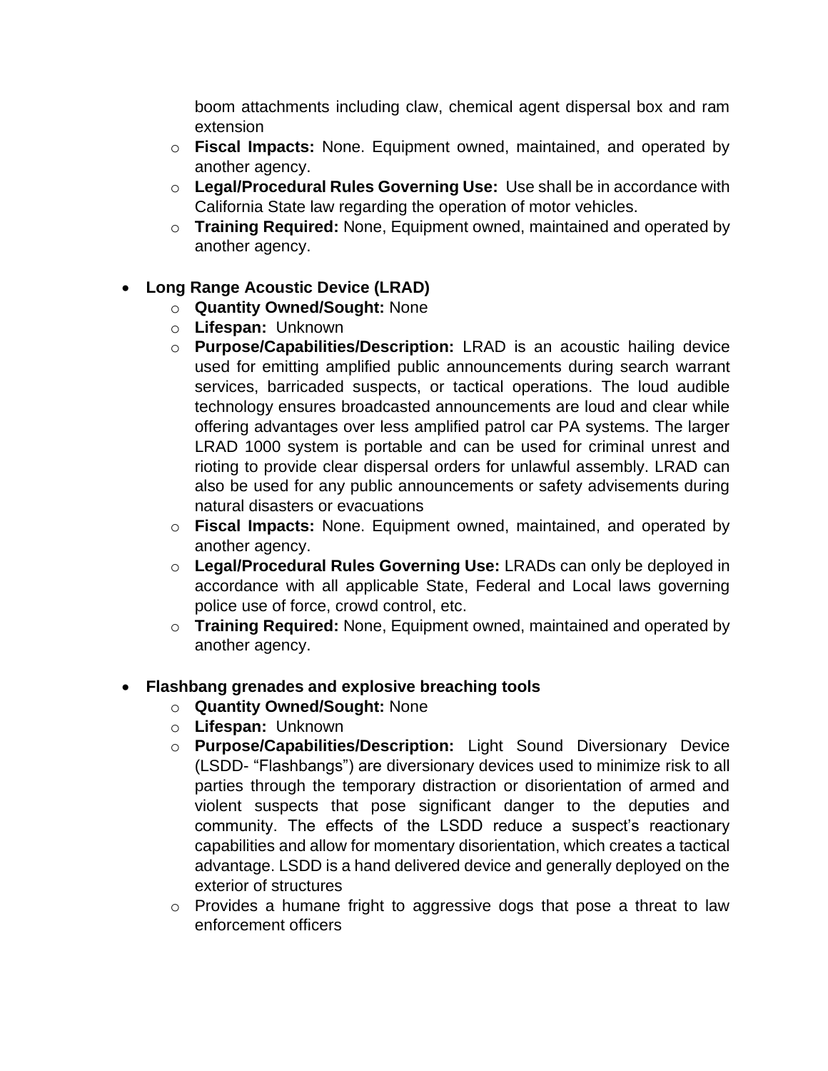boom attachments including claw, chemical agent dispersal box and ram extension
  - **Fiscal Impacts:** None. Equipment owned, maintained, and operated by another agency.
  - **Legal/Procedural Rules Governing Use:** Use shall be in accordance with California State law regarding the operation of motor vehicles.
  - **Training Required:** None, Equipment owned, maintained and operated by another agency.

- **Long Range Acoustic Device (LRAD)**
  - **Quantity Owned/Sought:** None
  - **Lifespan:** Unknown
  - **Purpose/Capabilities/Description:** LRAD is an acoustic hailing device used for emitting amplified public announcements during search warrant services, barricaded suspects, or tactical operations. The loud audible technology ensures broadcasted announcements are loud and clear while offering advantages over less amplified patrol car PA systems. The larger LRAD 1000 system is portable and can be used for criminal unrest and rioting to provide clear dispersal orders for unlawful assembly. LRAD can also be used for any public announcements or safety advisements during natural disasters or evacuations
  - **Fiscal Impacts:** None. Equipment owned, maintained, and operated by another agency.
  - **Legal/Procedural Rules Governing Use:** LRADs can only be deployed in accordance with all applicable State, Federal and Local laws governing police use of force, crowd control, etc.
  - **Training Required:** None, Equipment owned, maintained and operated by another agency.

- **Flashbang grenades and explosive breaching tools**
  - **Quantity Owned/Sought:** None
  - **Lifespan:** Unknown
  - **Purpose/Capabilities/Description:** Light Sound Diversionary Device (LSDD- "Flashbangs") are diversionary devices used to minimize risk to all parties through the temporary distraction or disorientation of armed and violent suspects that pose significant danger to the deputies and community. The effects of the LSDD reduce a suspect's reactionary capabilities and allow for momentary disorientation, which creates a tactical advantage. LSDD is a hand delivered device and generally deployed on the exterior of structures
  - Provides a humane fright to aggressive dogs that pose a threat to law enforcement officers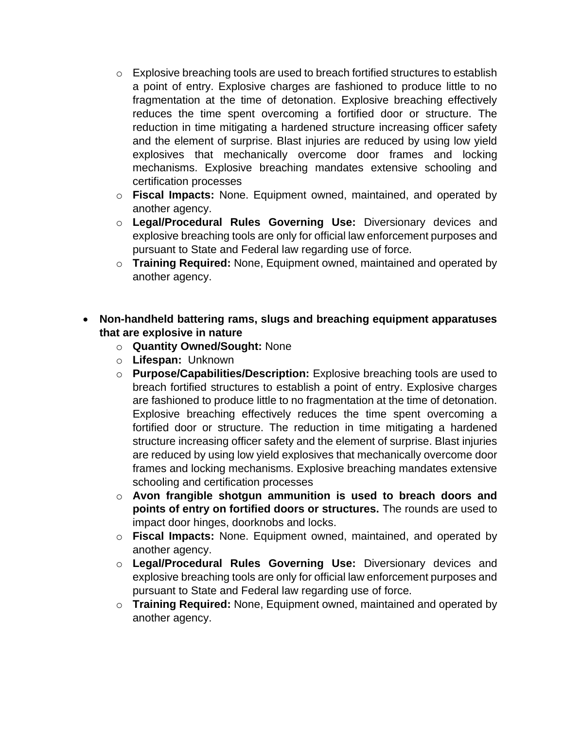- Explosive breaching tools are used to breach fortified structures to establish a point of entry. Explosive charges are fashioned to produce little to no fragmentation at the time of detonation. Explosive breaching effectively reduces the time spent overcoming a fortified door or structure. The reduction in time mitigating a hardened structure increasing officer safety and the element of surprise. Blast injuries are reduced by using low yield explosives that mechanically overcome door frames and locking mechanisms. Explosive breaching mandates extensive schooling and certification processes
  - **Fiscal Impacts:** None. Equipment owned, maintained, and operated by another agency.
  - **Legal/Procedural Rules Governing Use:** Diversionary devices and explosive breaching tools are only for official law enforcement purposes and pursuant to State and Federal law regarding use of force.
  - **Training Required:** None, Equipment owned, maintained and operated by another agency.

- **Non-handheld battering rams, slugs and breaching equipment apparatuses that are explosive in nature**
  - **Quantity Owned/Sought:** None
  - **Lifespan:** Unknown
  - **Purpose/Capabilities/Description:** Explosive breaching tools are used to breach fortified structures to establish a point of entry. Explosive charges are fashioned to produce little to no fragmentation at the time of detonation. Explosive breaching effectively reduces the time spent overcoming a fortified door or structure. The reduction in time mitigating a hardened structure increasing officer safety and the element of surprise. Blast injuries are reduced by using low yield explosives that mechanically overcome door frames and locking mechanisms. Explosive breaching mandates extensive schooling and certification processes
  - **Avon frangible shotgun ammunition is used to breach doors and points of entry on fortified doors or structures.** The rounds are used to impact door hinges, doorknobs and locks.
  - **Fiscal Impacts:** None. Equipment owned, maintained, and operated by another agency.
  - **Legal/Procedural Rules Governing Use:** Diversionary devices and explosive breaching tools are only for official law enforcement purposes and pursuant to State and Federal law regarding use of force.
  - **Training Required:** None, Equipment owned, maintained and operated by another agency.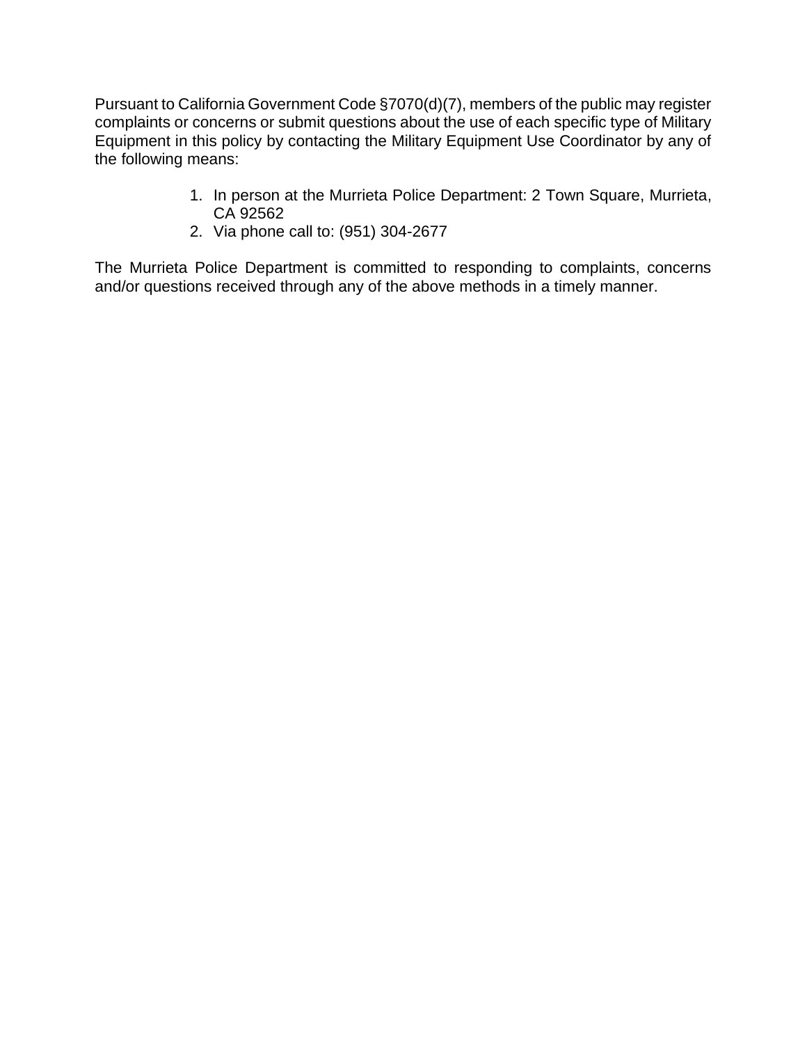Pursuant to California Government Code §7070(d)(7), members of the public may register complaints or concerns or submit questions about the use of each specific type of Military Equipment in this policy by contacting the Military Equipment Use Coordinator by any of the following means:

1. In person at the Murrieta Police Department: 2 Town Square, Murrieta, CA 92562
2. Via phone call to: (951) 304-2677

The Murrieta Police Department is committed to responding to complaints, concerns and/or questions received through any of the above methods in a timely manner.